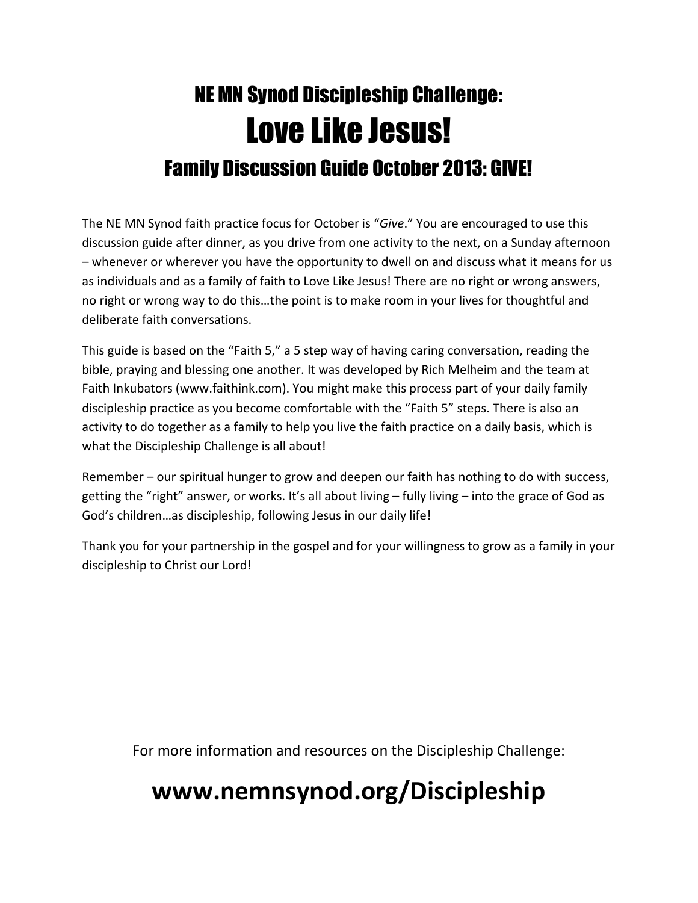# NE MN Synod Discipleship Challenge:

# Love Like Jesus!

## Family Discussion Guide October 2013: GIVE!

The NE MN Synod faith practice focus for October is "*Give*." You are encouraged to use this discussion guide after dinner, as you drive from one activity to the next, on a Sunday afternoon – whenever or wherever you have the opportunity to dwell on and discuss what it means for us as individuals and as a family of faith to Love Like Jesus! There are no right or wrong answers, no right or wrong way to do this…the point is to make room in your lives for thoughtful and deliberate faith conversations.

This guide is based on the "Faith 5," a 5 step way of having caring conversation, reading the bible, praying and blessing one another. It was developed by Rich Melheim and the team at Faith Inkubators (www.faithink.com). You might make this process part of your daily family discipleship practice as you become comfortable with the "Faith 5" steps. There is also an activity to do together as a family to help you live the faith practice on a daily basis, which is what the Discipleship Challenge is all about!

Remember – our spiritual hunger to grow and deepen our faith has nothing to do with success, getting the "right" answer, or works. It's all about living – fully living – into the grace of God as God's children…as discipleship, following Jesus in our daily life!

Thank you for your partnership in the gospel and for your willingness to grow as a family in your discipleship to Christ our Lord!

For more information and resources on the Discipleship Challenge:

**www.nemnsynod.org/Discipleship**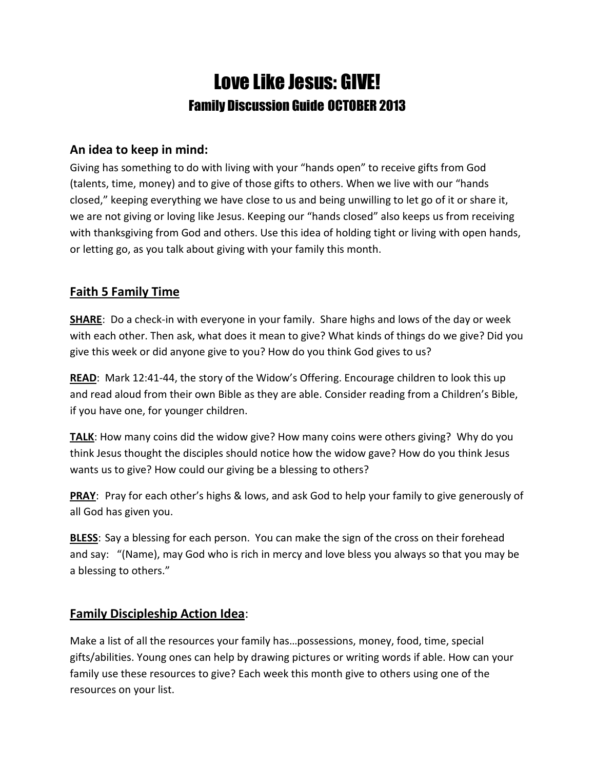# Love Like Jesus: GIVE!

## Family Discussion Guide OCTOBER 2013

### An idea to keep in mind:

Giving has something to do with living with your "hands open" to receive gifts from God (talents, time, money) and to give of those gifts to others. When we live with our "hands closed," keeping everything we have close to us and being unwilling to let go of it or share it, we are not giving or loving like Jesus. Keeping our "hands closed" also keeps us from receiving with thanksgiving from God and others. Use this idea of holding tight or living with open hands, or letting go, as you talk about giving with your family this month.

### Faith 5 Family Time

**SHARE**: Do a check-in with everyone in your family. Share highs and lows of the day or week with each other. Then ask, what does it mean to give? What kinds of things do we give? Did you give this week or did anyone give to you? How do you think God gives to us?

**READ**: Mark 12:41-44, the story of the Widow's Offering. Encourage children to look this up and read aloud from their own Bible as they are able. Consider reading from a Children's Bible, if you have one, for younger children.

**TALK**: How many coins did the widow give? How many coins were others giving? Why do you think Jesus thought the disciples should notice how the widow gave? How do you think Jesus wants us to give? How could our giving be a blessing to others?

**PRAY**: Pray for each other's highs & lows, and ask God to help your family to give generously of all God has given you.

**BLESS**: Say a blessing for each person. You can make the sign of the cross on their forehead and say: "(Name), may God who is rich in mercy and love bless you always so that you may be a blessing to others."

### Family Discipleship Action Idea:

Make a list of all the resources your family has…possessions, money, food, time, special gifts/abilities. Young ones can help by drawing pictures or writing words if able. How can your family use these resources to give? Each week this month give to others using one of the resources on your list.